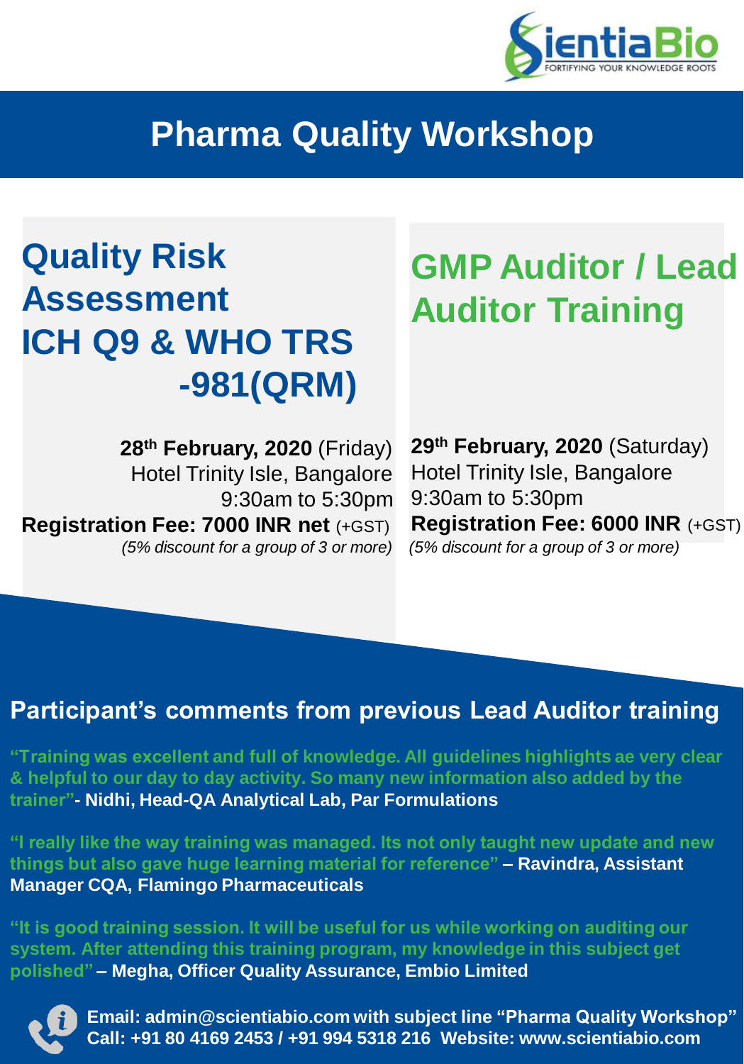SientiaBio

FORTIFYING YOUR KNOWLEDGE ROOTS

# Pharma Quality Workshop

## Quality Risk Assessment ICH Q9 & WHO TRS -981(QRM)

**28th February, 2020** (Friday)
Hotel Trinity Isle, Bangalore
9:30am to 5:30pm
**Registration Fee: 7000 INR net** (+GST)
*(5% discount for a group of 3 or more)*

## GMP Auditor / Lead Auditor Training

**29th February, 2020** (Saturday)
Hotel Trinity Isle, Bangalore
9:30am to 5:30pm
**Registration Fee: 6000 INR** (+GST)
*(5% discount for a group of 3 or more)*

## Participant's comments from previous Lead Auditor training

**"Training was excellent and full of knowledge. All guidelines highlights ae very clear & helpful to our day to day activity. So many new information also added by the trainer"- Nidhi, Head-QA Analytical Lab, Par Formulations**

**"I really like the way training was managed. Its not only taught new update and new things but also gave huge learning material for reference" – Ravindra, Assistant Manager CQA, Flamingo Pharmaceuticals**

**"It is good training session. It will be useful for us while working on auditing our system. After attending this training program, my knowledge in this subject get polished" – Megha, Officer Quality Assurance, Embio Limited**

**Email: admin@scientiabio.com with subject line "Pharma Quality Workshop"**
**Call: +91 80 4169 2453 / +91 994 5318 216 Website: www.scientiabio.com**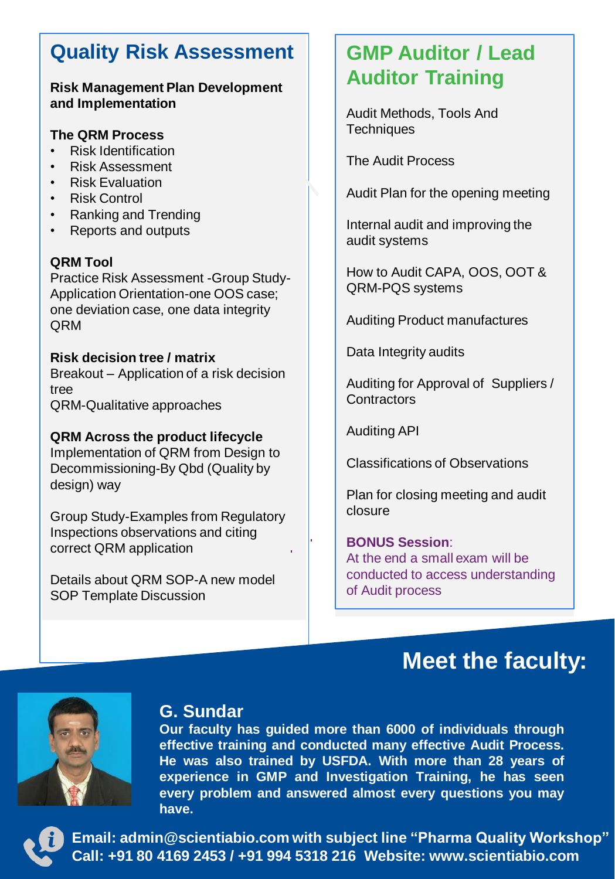## Quality Risk Assessment

**Risk Management Plan Development and Implementation**

**The QRM Process**

- Risk Identification
- Risk Assessment
- Risk Evaluation
- Risk Control
- Ranking and Trending
- Reports and outputs

**QRM Tool**

Practice Risk Assessment -Group Study-Application Orientation-one OOS case; one deviation case, one data integrity QRM

**Risk decision tree / matrix**

Breakout – Application of a risk decision tree

QRM-Qualitative approaches

**QRM Across the product lifecycle**

Implementation of QRM from Design to Decommissioning-By Qbd (Quality by design) way

Group Study-Examples from Regulatory Inspections observations and citing correct QRM application

Details about QRM SOP-A new model SOP Template Discussion

## GMP Auditor / Lead Auditor Training

Audit Methods, Tools And Techniques

The Audit Process

Audit Plan for the opening meeting

Internal audit and improving the audit systems

How to Audit CAPA, OOS, OOT & QRM-PQS systems

Auditing Product manufactures

Data Integrity audits

Auditing for Approval of Suppliers / Contractors

Auditing API

Classifications of Observations

Plan for closing meeting and audit closure

**BONUS Session**:
At the end a small exam will be conducted to access understanding of Audit process

## Meet the faculty:

### G. Sundar

**Our faculty has guided more than 6000 of individuals through effective training and conducted many effective Audit Process. He was also trained by USFDA. With more than 28 years of experience in GMP and Investigation Training, he has seen every problem and answered almost every questions you may have.**

**Email: admin@scientiabio.com with subject line "Pharma Quality Workshop"**
**Call: +91 80 4169 2453 / +91 994 5318 216 Website: www.scientiabio.com**